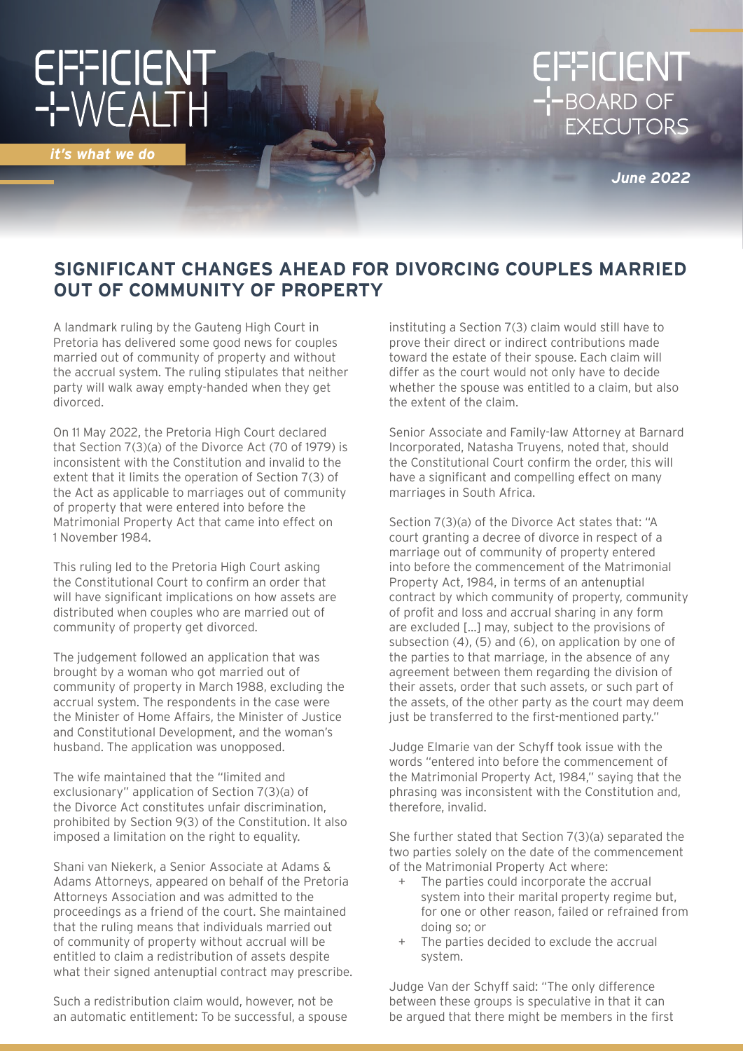EFFICIENT WEALTH

*it's what we do*

EFFICIENT BOARD OF EXECUTORS

*June 2022*

## SIGNIFICANT CHANGES AHEAD FOR DIVORCING COUPLES MARRIED OUT OF COMMUNITY OF PROPERTY

A landmark ruling by the Gauteng High Court in Pretoria has delivered some good news for couples married out of community of property and without the accrual system. The ruling stipulates that neither party will walk away empty-handed when they get divorced.

On 11 May 2022, the Pretoria High Court declared that Section 7(3)(a) of the Divorce Act (70 of 1979) is inconsistent with the Constitution and invalid to the extent that it limits the operation of Section 7(3) of the Act as applicable to marriages out of community of property that were entered into before the Matrimonial Property Act that came into effect on 1 November 1984.

This ruling led to the Pretoria High Court asking the Constitutional Court to confirm an order that will have significant implications on how assets are distributed when couples who are married out of community of property get divorced.

The judgement followed an application that was brought by a woman who got married out of community of property in March 1988, excluding the accrual system. The respondents in the case were the Minister of Home Affairs, the Minister of Justice and Constitutional Development, and the woman's husband. The application was unopposed.

The wife maintained that the "limited and exclusionary" application of Section 7(3)(a) of the Divorce Act constitutes unfair discrimination, prohibited by Section 9(3) of the Constitution. It also imposed a limitation on the right to equality.

Shani van Niekerk, a Senior Associate at Adams & Adams Attorneys, appeared on behalf of the Pretoria Attorneys Association and was admitted to the proceedings as a friend of the court. She maintained that the ruling means that individuals married out of community of property without accrual will be entitled to claim a redistribution of assets despite what their signed antenuptial contract may prescribe.

Such a redistribution claim would, however, not be an automatic entitlement: To be successful, a spouse instituting a Section 7(3) claim would still have to prove their direct or indirect contributions made toward the estate of their spouse. Each claim will differ as the court would not only have to decide whether the spouse was entitled to a claim, but also the extent of the claim.

Senior Associate and Family-law Attorney at Barnard Incorporated, Natasha Truyens, noted that, should the Constitutional Court confirm the order, this will have a significant and compelling effect on many marriages in South Africa.

Section 7(3)(a) of the Divorce Act states that: "A court granting a decree of divorce in respect of a marriage out of community of property entered into before the commencement of the Matrimonial Property Act, 1984, in terms of an antenuptial contract by which community of property, community of profit and loss and accrual sharing in any form are excluded […] may, subject to the provisions of subsection (4), (5) and (6), on application by one of the parties to that marriage, in the absence of any agreement between them regarding the division of their assets, order that such assets, or such part of the assets, of the other party as the court may deem just be transferred to the first-mentioned party."

Judge Elmarie van der Schyff took issue with the words "entered into before the commencement of the Matrimonial Property Act, 1984," saying that the phrasing was inconsistent with the Constitution and, therefore, invalid.

She further stated that Section 7(3)(a) separated the two parties solely on the date of the commencement of the Matrimonial Property Act where:

+ The parties could incorporate the accrual system into their marital property regime but, for one or other reason, failed or refrained from doing so; or
+ The parties decided to exclude the accrual system.

Judge Van der Schyff said: "The only difference between these groups is speculative in that it can be argued that there might be members in the first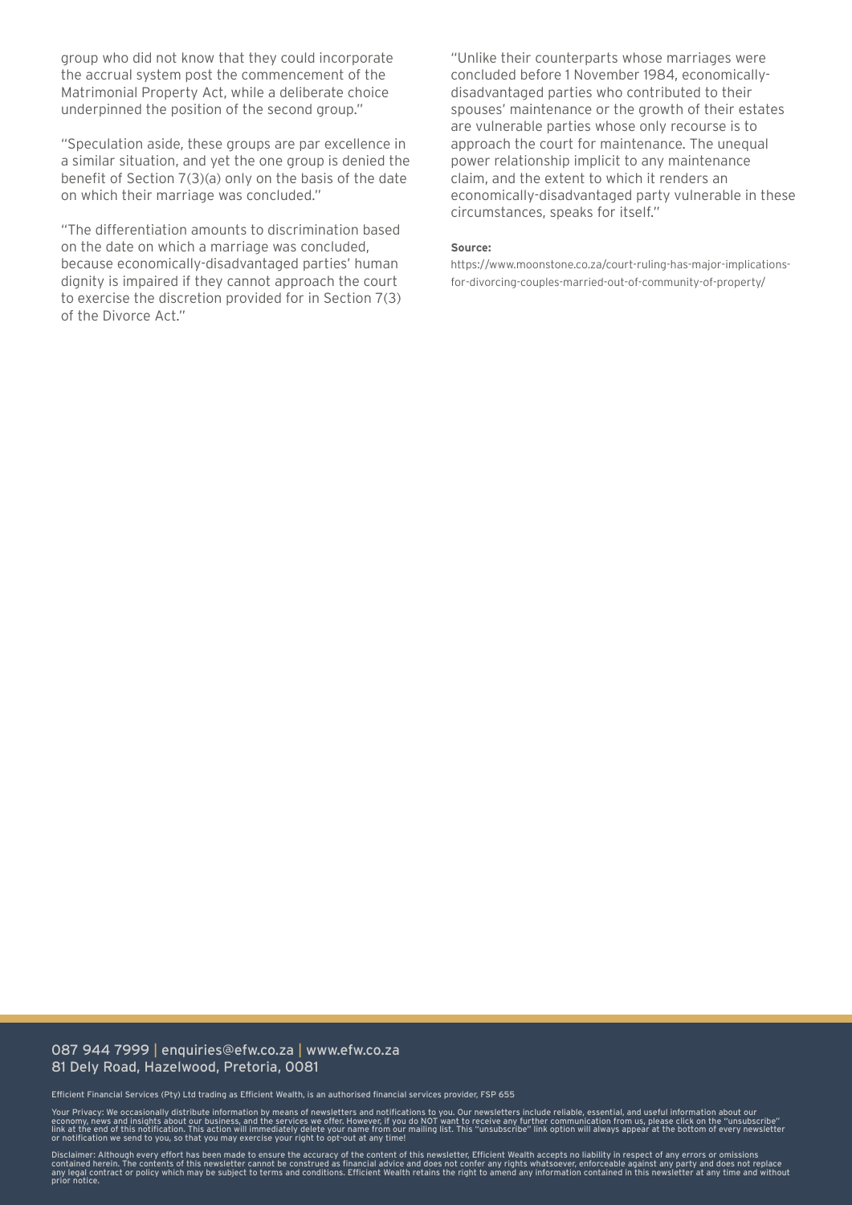group who did not know that they could incorporate the accrual system post the commencement of the Matrimonial Property Act, while a deliberate choice underpinned the position of the second group."

"Speculation aside, these groups are par excellence in a similar situation, and yet the one group is denied the benefit of Section 7(3)(a) only on the basis of the date on which their marriage was concluded."

"The differentiation amounts to discrimination based on the date on which a marriage was concluded, because economically-disadvantaged parties' human dignity is impaired if they cannot approach the court to exercise the discretion provided for in Section 7(3) of the Divorce Act."

"Unlike their counterparts whose marriages were concluded before 1 November 1984, economically-disadvantaged parties who contributed to their spouses' maintenance or the growth of their estates are vulnerable parties whose only recourse is to approach the court for maintenance. The unequal power relationship implicit to any maintenance claim, and the extent to which it renders an economically-disadvantaged party vulnerable in these circumstances, speaks for itself."

**Source:**

https://www.moonstone.co.za/court-ruling-has-major-implications-for-divorcing-couples-married-out-of-community-of-property/

087 944 7999 | enquiries@efw.co.za | www.efw.co.za
81 Dely Road, Hazelwood, Pretoria, 0081

Efficient Financial Services (Pty) Ltd trading as Efficient Wealth, is an authorised financial services provider, FSP 655

Your Privacy: We occasionally distribute information by means of newsletters and notifications to you. Our newsletters include reliable, essential, and useful information about our economy, news and insights about our business, and the services we offer. However, if you do NOT want to receive any further communication from us, please click on the "unsubscribe" link at the end of this notification. This action will immediately delete your name from our mailing list. This "unsubscribe" link option will always appear at the bottom of every newsletter or notification we send to you, so that you may exercise your right to opt-out at any time!

Disclaimer: Although every effort has been made to ensure the accuracy of the content of this newsletter, Efficient Wealth accepts no liability in respect of any errors or omissions contained herein. The contents of this newsletter cannot be construed as financial advice and does not confer any rights whatsoever, enforceable against any party and does not replace any legal contract or policy which may be subject to terms and conditions. Efficient Wealth retains the right to amend any information contained in this newsletter at any time and without prior notice.